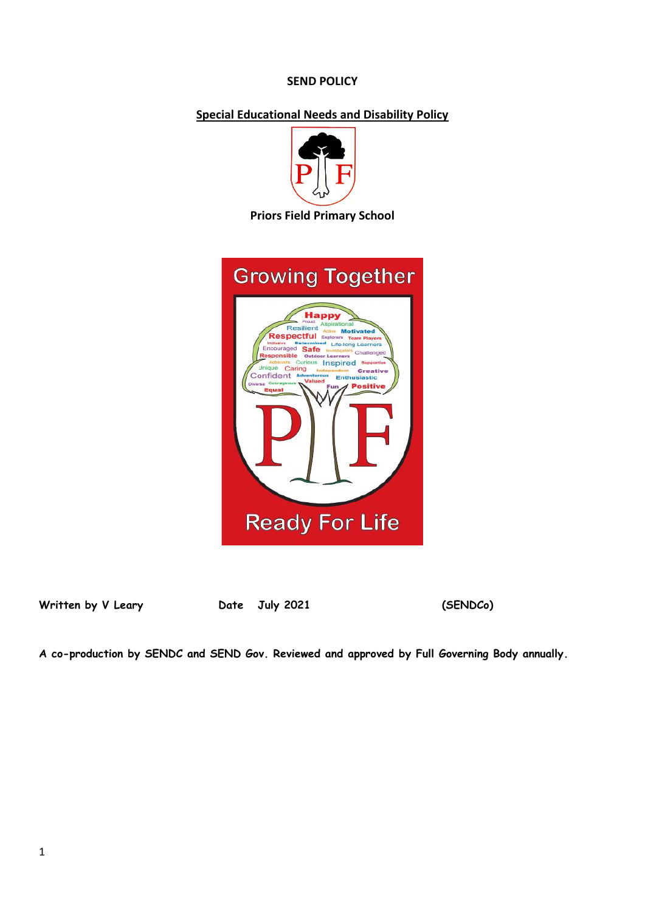**SEND POLICY**

**Special Educational Needs and Disability Policy**

**Priors Field Primary School**

**Written by V Leary** **Date July 2021** **(SENDCo)**

**A co-production by SENDC and SEND Gov. Reviewed and approved by Full Governing Body annually.**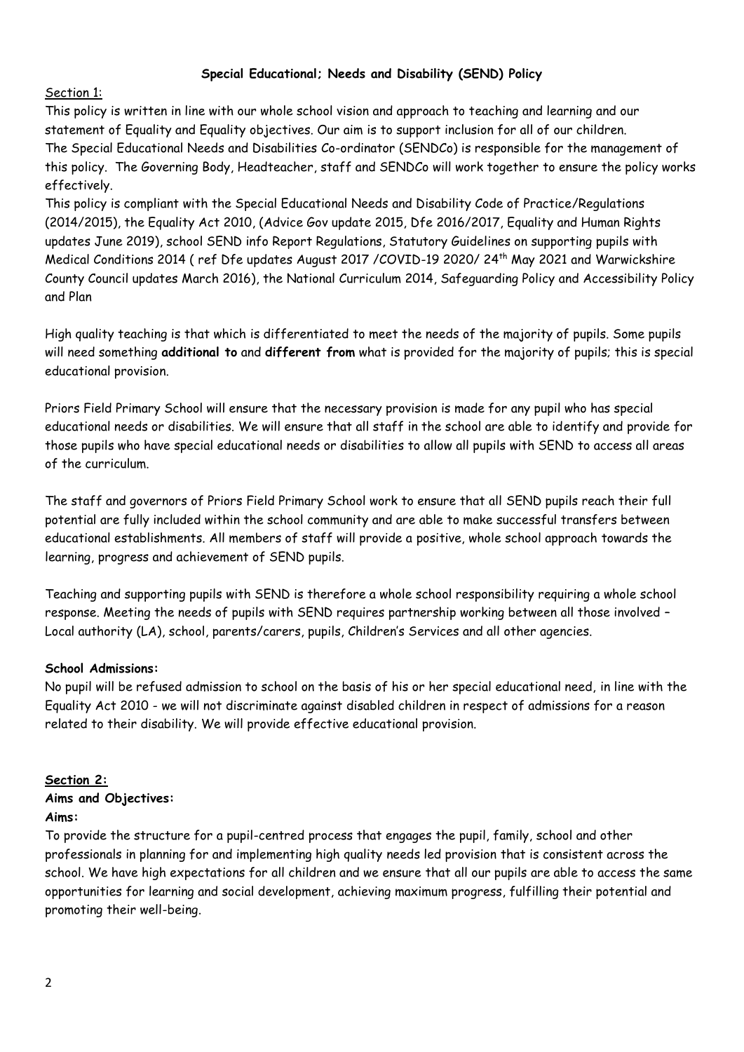**Special Educational; Needs and Disability (SEND) Policy**

Section 1:

This policy is written in line with our whole school vision and approach to teaching and learning and our statement of Equality and Equality objectives. Our aim is to support inclusion for all of our children.
The Special Educational Needs and Disabilities Co-ordinator (SENDCo) is responsible for the management of this policy. The Governing Body, Headteacher, staff and SENDCo will work together to ensure the policy works effectively.

This policy is compliant with the Special Educational Needs and Disability Code of Practice/Regulations (2014/2015), the Equality Act 2010, (Advice Gov update 2015, Dfe 2016/2017, Equality and Human Rights updates June 2019), school SEND info Report Regulations, Statutory Guidelines on supporting pupils with Medical Conditions 2014 ( ref Dfe updates August 2017 /COVID-19 2020/ 24th May 2021 and Warwickshire County Council updates March 2016), the National Curriculum 2014, Safeguarding Policy and Accessibility Policy and Plan

High quality teaching is that which is differentiated to meet the needs of the majority of pupils. Some pupils will need something **additional to** and **different from** what is provided for the majority of pupils; this is special educational provision.

Priors Field Primary School will ensure that the necessary provision is made for any pupil who has special educational needs or disabilities. We will ensure that all staff in the school are able to identify and provide for those pupils who have special educational needs or disabilities to allow all pupils with SEND to access all areas of the curriculum.

The staff and governors of Priors Field Primary School work to ensure that all SEND pupils reach their full potential are fully included within the school community and are able to make successful transfers between educational establishments. All members of staff will provide a positive, whole school approach towards the learning, progress and achievement of SEND pupils.

Teaching and supporting pupils with SEND is therefore a whole school responsibility requiring a whole school response. Meeting the needs of pupils with SEND requires partnership working between all those involved – Local authority (LA), school, parents/carers, pupils, Children's Services and all other agencies.

**School Admissions:**

No pupil will be refused admission to school on the basis of his or her special educational need, in line with the Equality Act 2010 - we will not discriminate against disabled children in respect of admissions for a reason related to their disability. We will provide effective educational provision.

**Section 2:**

**Aims and Objectives:**

**Aims:**

To provide the structure for a pupil-centred process that engages the pupil, family, school and other professionals in planning for and implementing high quality needs led provision that is consistent across the school. We have high expectations for all children and we ensure that all our pupils are able to access the same opportunities for learning and social development, achieving maximum progress, fulfilling their potential and promoting their well-being.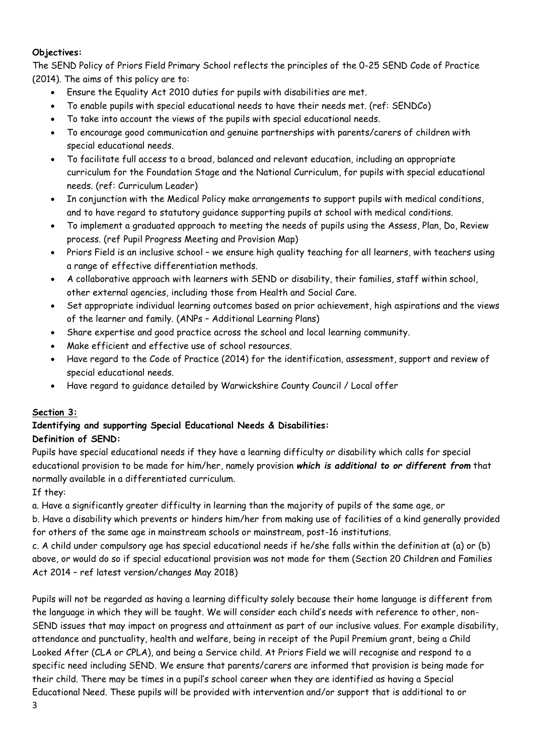**Objectives:**

The SEND Policy of Priors Field Primary School reflects the principles of the 0-25 SEND Code of Practice (2014). The aims of this policy are to:

- Ensure the Equality Act 2010 duties for pupils with disabilities are met.
- To enable pupils with special educational needs to have their needs met. (ref: SENDCo)
- To take into account the views of the pupils with special educational needs.
- To encourage good communication and genuine partnerships with parents/carers of children with special educational needs.
- To facilitate full access to a broad, balanced and relevant education, including an appropriate curriculum for the Foundation Stage and the National Curriculum, for pupils with special educational needs. (ref: Curriculum Leader)
- In conjunction with the Medical Policy make arrangements to support pupils with medical conditions, and to have regard to statutory guidance supporting pupils at school with medical conditions.
- To implement a graduated approach to meeting the needs of pupils using the Assess, Plan, Do, Review process. (ref Pupil Progress Meeting and Provision Map)
- Priors Field is an inclusive school – we ensure high quality teaching for all learners, with teachers using a range of effective differentiation methods.
- A collaborative approach with learners with SEND or disability, their families, staff within school, other external agencies, including those from Health and Social Care.
- Set appropriate individual learning outcomes based on prior achievement, high aspirations and the views of the learner and family. (ANPs – Additional Learning Plans)
- Share expertise and good practice across the school and local learning community.
- Make efficient and effective use of school resources.
- Have regard to the Code of Practice (2014) for the identification, assessment, support and review of special educational needs.
- Have regard to guidance detailed by Warwickshire County Council / Local offer

## Section 3:

### Identifying and supporting Special Educational Needs & Disabilities:

**Definition of SEND:**

Pupils have special educational needs if they have a learning difficulty or disability which calls for special educational provision to be made for him/her, namely provision ***which is additional to or different from*** that normally available in a differentiated curriculum.

If they:

a. Have a significantly greater difficulty in learning than the majority of pupils of the same age, or

b. Have a disability which prevents or hinders him/her from making use of facilities of a kind generally provided for others of the same age in mainstream schools or mainstream, post-16 institutions.

c. A child under compulsory age has special educational needs if he/she falls within the definition at (a) or (b) above, or would do so if special educational provision was not made for them (Section 20 Children and Families Act 2014 – ref latest version/changes May 2018)

Pupils will not be regarded as having a learning difficulty solely because their home language is different from the language in which they will be taught. We will consider each child's needs with reference to other, non-SEND issues that may impact on progress and attainment as part of our inclusive values. For example disability, attendance and punctuality, health and welfare, being in receipt of the Pupil Premium grant, being a Child Looked After (CLA or CPLA), and being a Service child. At Priors Field we will recognise and respond to a specific need including SEND. We ensure that parents/carers are informed that provision is being made for their child. There may be times in a pupil's school career when they are identified as having a Special Educational Need. These pupils will be provided with intervention and/or support that is additional to or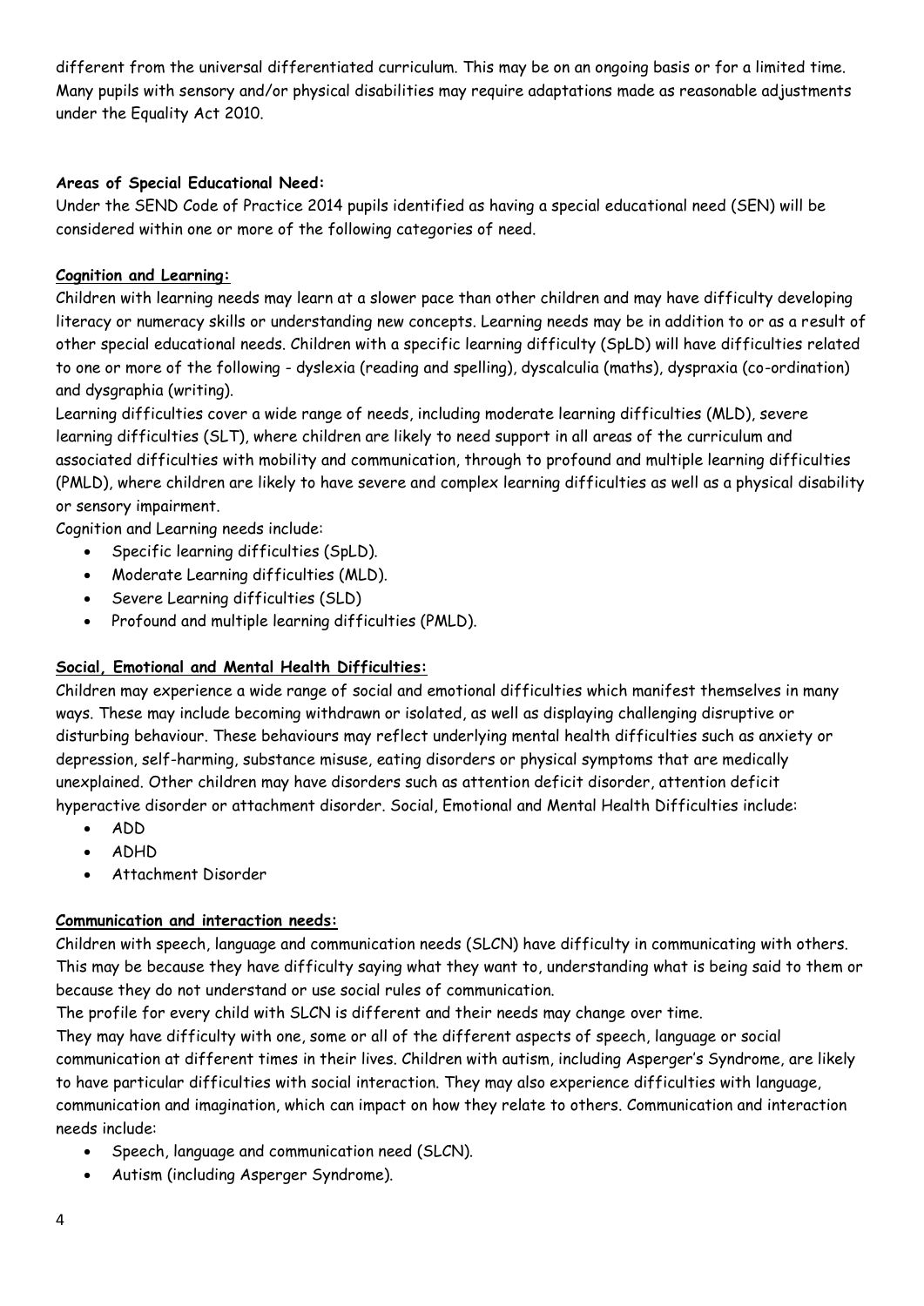different from the universal differentiated curriculum. This may be on an ongoing basis or for a limited time. Many pupils with sensory and/or physical disabilities may require adaptations made as reasonable adjustments under the Equality Act 2010.

**Areas of Special Educational Need:**

Under the SEND Code of Practice 2014 pupils identified as having a special educational need (SEN) will be considered within one or more of the following categories of need.

**Cognition and Learning:**

Children with learning needs may learn at a slower pace than other children and may have difficulty developing literacy or numeracy skills or understanding new concepts. Learning needs may be in addition to or as a result of other special educational needs. Children with a specific learning difficulty (SpLD) will have difficulties related to one or more of the following - dyslexia (reading and spelling), dyscalculia (maths), dyspraxia (co-ordination) and dysgraphia (writing).

Learning difficulties cover a wide range of needs, including moderate learning difficulties (MLD), severe learning difficulties (SLT), where children are likely to need support in all areas of the curriculum and associated difficulties with mobility and communication, through to profound and multiple learning difficulties (PMLD), where children are likely to have severe and complex learning difficulties as well as a physical disability or sensory impairment.

Cognition and Learning needs include:

- Specific learning difficulties (SpLD).
- Moderate Learning difficulties (MLD).
- Severe Learning difficulties (SLD)
- Profound and multiple learning difficulties (PMLD).

**Social, Emotional and Mental Health Difficulties:**

Children may experience a wide range of social and emotional difficulties which manifest themselves in many ways. These may include becoming withdrawn or isolated, as well as displaying challenging disruptive or disturbing behaviour. These behaviours may reflect underlying mental health difficulties such as anxiety or depression, self-harming, substance misuse, eating disorders or physical symptoms that are medically unexplained. Other children may have disorders such as attention deficit disorder, attention deficit hyperactive disorder or attachment disorder. Social, Emotional and Mental Health Difficulties include:

- ADD
- ADHD
- Attachment Disorder

**Communication and interaction needs:**

Children with speech, language and communication needs (SLCN) have difficulty in communicating with others. This may be because they have difficulty saying what they want to, understanding what is being said to them or because they do not understand or use social rules of communication.

The profile for every child with SLCN is different and their needs may change over time.

They may have difficulty with one, some or all of the different aspects of speech, language or social communication at different times in their lives. Children with autism, including Asperger's Syndrome, are likely to have particular difficulties with social interaction. They may also experience difficulties with language, communication and imagination, which can impact on how they relate to others. Communication and interaction needs include:

- Speech, language and communication need (SLCN).
- Autism (including Asperger Syndrome).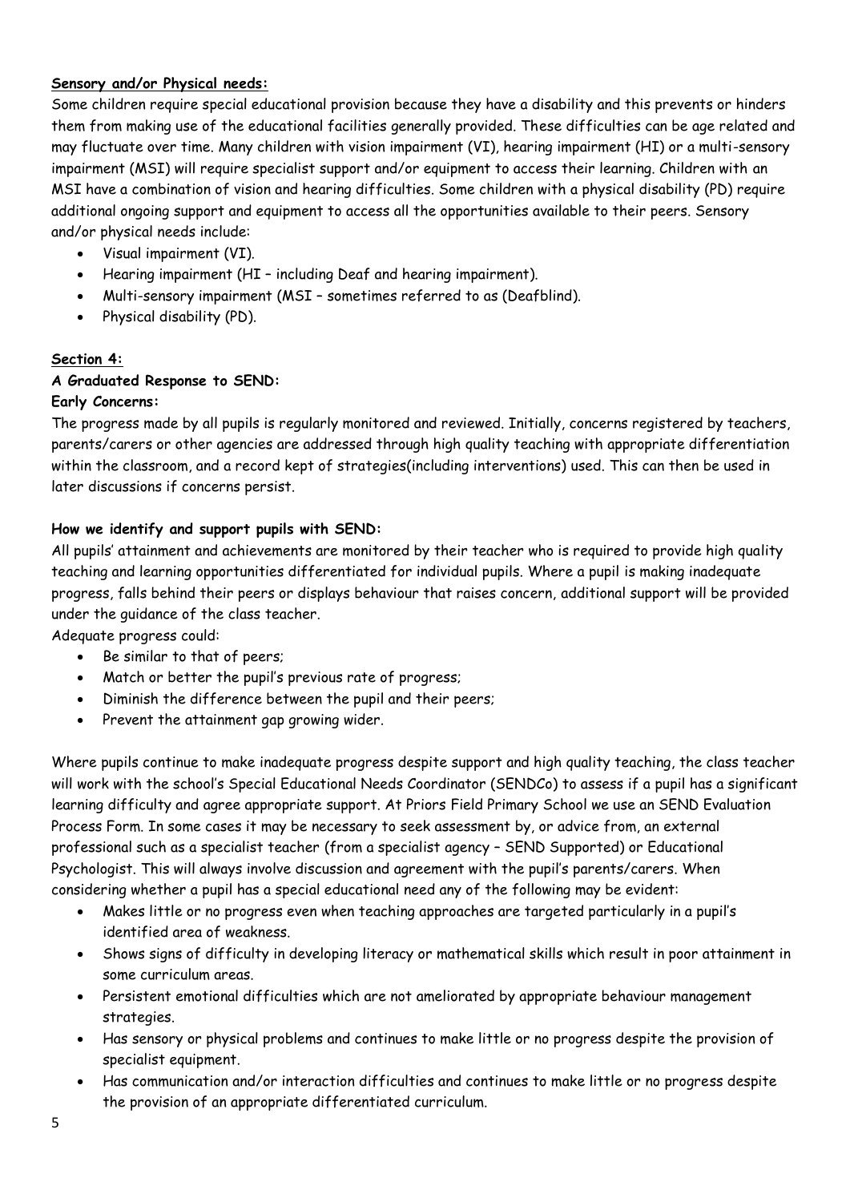**Sensory and/or Physical needs:**

Some children require special educational provision because they have a disability and this prevents or hinders them from making use of the educational facilities generally provided. These difficulties can be age related and may fluctuate over time. Many children with vision impairment (VI), hearing impairment (HI) or a multi-sensory impairment (MSI) will require specialist support and/or equipment to access their learning. Children with an MSI have a combination of vision and hearing difficulties. Some children with a physical disability (PD) require additional ongoing support and equipment to access all the opportunities available to their peers. Sensory and/or physical needs include:

- Visual impairment (VI).
- Hearing impairment (HI – including Deaf and hearing impairment).
- Multi-sensory impairment (MSI – sometimes referred to as (Deafblind).
- Physical disability (PD).

## Section 4:

### A Graduated Response to SEND:

**Early Concerns:**

The progress made by all pupils is regularly monitored and reviewed. Initially, concerns registered by teachers, parents/carers or other agencies are addressed through high quality teaching with appropriate differentiation within the classroom, and a record kept of strategies(including interventions) used. This can then be used in later discussions if concerns persist.

**How we identify and support pupils with SEND:**

All pupils' attainment and achievements are monitored by their teacher who is required to provide high quality teaching and learning opportunities differentiated for individual pupils. Where a pupil is making inadequate progress, falls behind their peers or displays behaviour that raises concern, additional support will be provided under the guidance of the class teacher.

Adequate progress could:

- Be similar to that of peers;
- Match or better the pupil's previous rate of progress;
- Diminish the difference between the pupil and their peers;
- Prevent the attainment gap growing wider.

Where pupils continue to make inadequate progress despite support and high quality teaching, the class teacher will work with the school's Special Educational Needs Coordinator (SENDCo) to assess if a pupil has a significant learning difficulty and agree appropriate support. At Priors Field Primary School we use an SEND Evaluation Process Form. In some cases it may be necessary to seek assessment by, or advice from, an external professional such as a specialist teacher (from a specialist agency – SEND Supported) or Educational Psychologist. This will always involve discussion and agreement with the pupil's parents/carers. When considering whether a pupil has a special educational need any of the following may be evident:

- Makes little or no progress even when teaching approaches are targeted particularly in a pupil's identified area of weakness.
- Shows signs of difficulty in developing literacy or mathematical skills which result in poor attainment in some curriculum areas.
- Persistent emotional difficulties which are not ameliorated by appropriate behaviour management strategies.
- Has sensory or physical problems and continues to make little or no progress despite the provision of specialist equipment.
- Has communication and/or interaction difficulties and continues to make little or no progress despite the provision of an appropriate differentiated curriculum.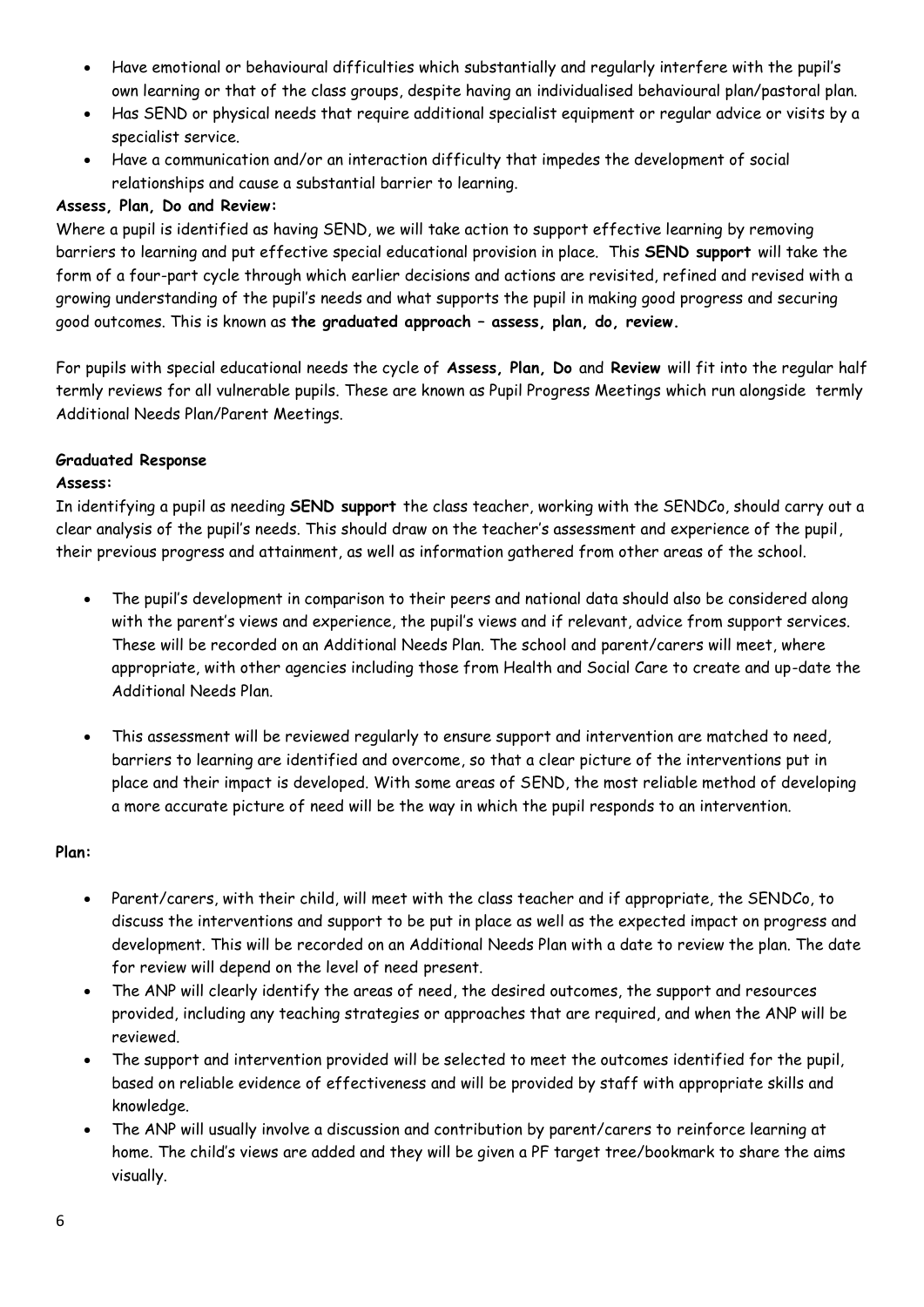- Have emotional or behavioural difficulties which substantially and regularly interfere with the pupil's own learning or that of the class groups, despite having an individualised behavioural plan/pastoral plan.
- Has SEND or physical needs that require additional specialist equipment or regular advice or visits by a specialist service.
- Have a communication and/or an interaction difficulty that impedes the development of social relationships and cause a substantial barrier to learning.

**Assess, Plan, Do and Review:**

Where a pupil is identified as having SEND, we will take action to support effective learning by removing barriers to learning and put effective special educational provision in place. This **SEND support** will take the form of a four-part cycle through which earlier decisions and actions are revisited, refined and revised with a growing understanding of the pupil's needs and what supports the pupil in making good progress and securing good outcomes. This is known as **the graduated approach – assess, plan, do, review.**

For pupils with special educational needs the cycle of **Assess, Plan, Do** and **Review** will fit into the regular half termly reviews for all vulnerable pupils. These are known as Pupil Progress Meetings which run alongside termly Additional Needs Plan/Parent Meetings.

**Graduated Response**

**Assess:**

In identifying a pupil as needing **SEND support** the class teacher, working with the SENDCo, should carry out a clear analysis of the pupil's needs. This should draw on the teacher's assessment and experience of the pupil, their previous progress and attainment, as well as information gathered from other areas of the school.

- The pupil's development in comparison to their peers and national data should also be considered along with the parent's views and experience, the pupil's views and if relevant, advice from support services. These will be recorded on an Additional Needs Plan. The school and parent/carers will meet, where appropriate, with other agencies including those from Health and Social Care to create and up-date the Additional Needs Plan.

- This assessment will be reviewed regularly to ensure support and intervention are matched to need, barriers to learning are identified and overcome, so that a clear picture of the interventions put in place and their impact is developed. With some areas of SEND, the most reliable method of developing a more accurate picture of need will be the way in which the pupil responds to an intervention.

**Plan:**

- Parent/carers, with their child, will meet with the class teacher and if appropriate, the SENDCo, to discuss the interventions and support to be put in place as well as the expected impact on progress and development. This will be recorded on an Additional Needs Plan with a date to review the plan. The date for review will depend on the level of need present.
- The ANP will clearly identify the areas of need, the desired outcomes, the support and resources provided, including any teaching strategies or approaches that are required, and when the ANP will be reviewed.
- The support and intervention provided will be selected to meet the outcomes identified for the pupil, based on reliable evidence of effectiveness and will be provided by staff with appropriate skills and knowledge.
- The ANP will usually involve a discussion and contribution by parent/carers to reinforce learning at home. The child's views are added and they will be given a PF target tree/bookmark to share the aims visually.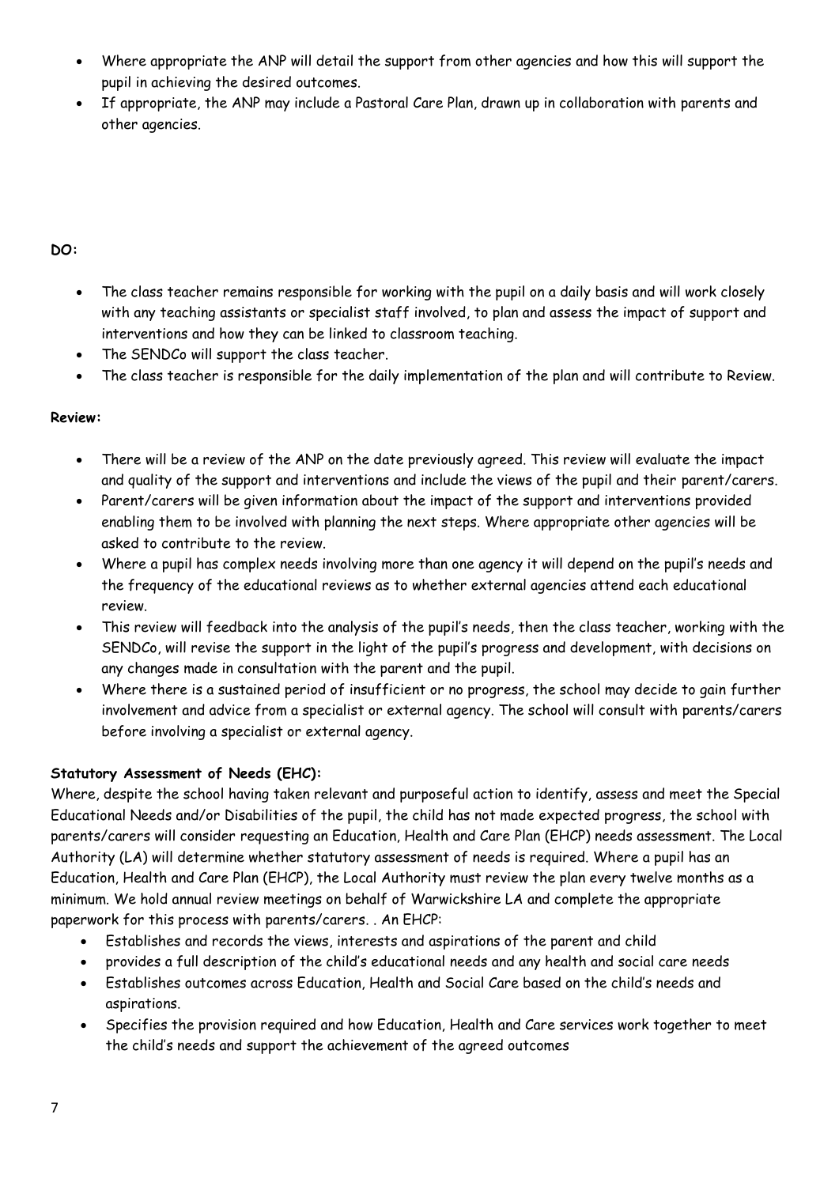- Where appropriate the ANP will detail the support from other agencies and how this will support the pupil in achieving the desired outcomes.
- If appropriate, the ANP may include a Pastoral Care Plan, drawn up in collaboration with parents and other agencies.

**DO:**

- The class teacher remains responsible for working with the pupil on a daily basis and will work closely with any teaching assistants or specialist staff involved, to plan and assess the impact of support and interventions and how they can be linked to classroom teaching.
- The SENDCo will support the class teacher.
- The class teacher is responsible for the daily implementation of the plan and will contribute to Review.

**Review:**

- There will be a review of the ANP on the date previously agreed. This review will evaluate the impact and quality of the support and interventions and include the views of the pupil and their parent/carers.
- Parent/carers will be given information about the impact of the support and interventions provided enabling them to be involved with planning the next steps. Where appropriate other agencies will be asked to contribute to the review.
- Where a pupil has complex needs involving more than one agency it will depend on the pupil's needs and the frequency of the educational reviews as to whether external agencies attend each educational review.
- This review will feedback into the analysis of the pupil's needs, then the class teacher, working with the SENDCo, will revise the support in the light of the pupil's progress and development, with decisions on any changes made in consultation with the parent and the pupil.
- Where there is a sustained period of insufficient or no progress, the school may decide to gain further involvement and advice from a specialist or external agency. The school will consult with parents/carers before involving a specialist or external agency.

**Statutory Assessment of Needs (EHC):**

Where, despite the school having taken relevant and purposeful action to identify, assess and meet the Special Educational Needs and/or Disabilities of the pupil, the child has not made expected progress, the school with parents/carers will consider requesting an Education, Health and Care Plan (EHCP) needs assessment. The Local Authority (LA) will determine whether statutory assessment of needs is required. Where a pupil has an Education, Health and Care Plan (EHCP), the Local Authority must review the plan every twelve months as a minimum. We hold annual review meetings on behalf of Warwickshire LA and complete the appropriate paperwork for this process with parents/carers. . An EHCP:

- Establishes and records the views, interests and aspirations of the parent and child
- provides a full description of the child's educational needs and any health and social care needs
- Establishes outcomes across Education, Health and Social Care based on the child's needs and aspirations.
- Specifies the provision required and how Education, Health and Care services work together to meet the child's needs and support the achievement of the agreed outcomes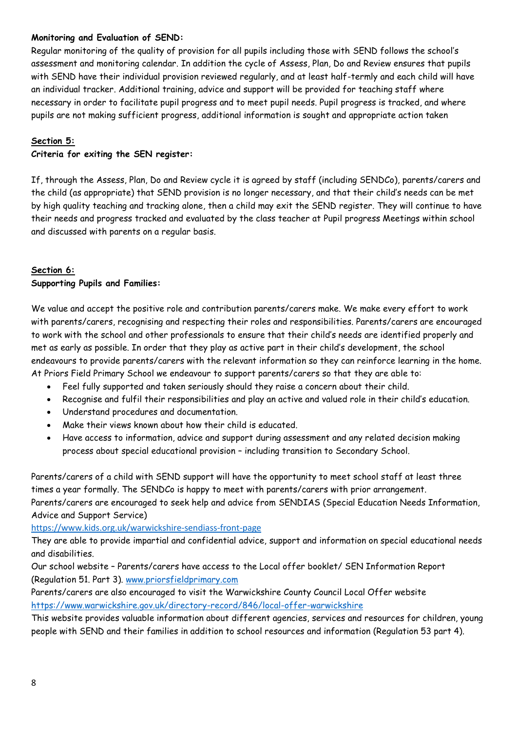**Monitoring and Evaluation of SEND:**

Regular monitoring of the quality of provision for all pupils including those with SEND follows the school's assessment and monitoring calendar. In addition the cycle of Assess, Plan, Do and Review ensures that pupils with SEND have their individual provision reviewed regularly, and at least half-termly and each child will have an individual tracker. Additional training, advice and support will be provided for teaching staff where necessary in order to facilitate pupil progress and to meet pupil needs. Pupil progress is tracked, and where pupils are not making sufficient progress, additional information is sought and appropriate action taken

## Section 5:

### Criteria for exiting the SEN register:

If, through the Assess, Plan, Do and Review cycle it is agreed by staff (including SENDCo), parents/carers and the child (as appropriate) that SEND provision is no longer necessary, and that their child's needs can be met by high quality teaching and tracking alone, then a child may exit the SEND register. They will continue to have their needs and progress tracked and evaluated by the class teacher at Pupil progress Meetings within school and discussed with parents on a regular basis.

## Section 6:

### Supporting Pupils and Families:

We value and accept the positive role and contribution parents/carers make. We make every effort to work with parents/carers, recognising and respecting their roles and responsibilities. Parents/carers are encouraged to work with the school and other professionals to ensure that their child's needs are identified properly and met as early as possible. In order that they play as active part in their child's development, the school endeavours to provide parents/carers with the relevant information so they can reinforce learning in the home. At Priors Field Primary School we endeavour to support parents/carers so that they are able to:

- Feel fully supported and taken seriously should they raise a concern about their child.
- Recognise and fulfil their responsibilities and play an active and valued role in their child's education.
- Understand procedures and documentation.
- Make their views known about how their child is educated.
- Have access to information, advice and support during assessment and any related decision making process about special educational provision – including transition to Secondary School.

Parents/carers of a child with SEND support will have the opportunity to meet school staff at least three times a year formally. The SENDCo is happy to meet with parents/carers with prior arrangement.
Parents/carers are encouraged to seek help and advice from SENDIAS (Special Education Needs Information, Advice and Support Service)
https://www.kids.org.uk/warwickshire-sendiass-front-page
They are able to provide impartial and confidential advice, support and information on special educational needs and disabilities.
Our school website – Parents/carers have access to the Local offer booklet/ SEN Information Report (Regulation 51. Part 3). www.priorsfieldprimary.com
Parents/carers are also encouraged to visit the Warwickshire County Council Local Offer website
https://www.warwickshire.gov.uk/directory-record/846/local-offer-warwickshire
This website provides valuable information about different agencies, services and resources for children, young people with SEND and their families in addition to school resources and information (Regulation 53 part 4).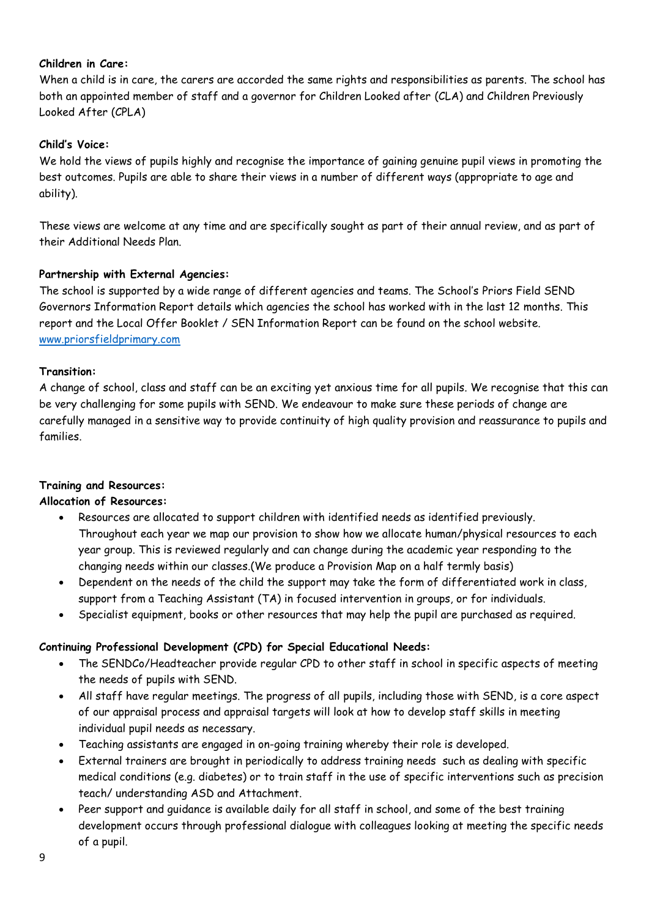**Children in Care:**
When a child is in care, the carers are accorded the same rights and responsibilities as parents. The school has both an appointed member of staff and a governor for Children Looked after (CLA) and Children Previously Looked After (CPLA)

**Child's Voice:**
We hold the views of pupils highly and recognise the importance of gaining genuine pupil views in promoting the best outcomes. Pupils are able to share their views in a number of different ways (appropriate to age and ability).

These views are welcome at any time and are specifically sought as part of their annual review, and as part of their Additional Needs Plan.

**Partnership with External Agencies:**
The school is supported by a wide range of different agencies and teams. The School's Priors Field SEND Governors Information Report details which agencies the school has worked with in the last 12 months. This report and the Local Offer Booklet / SEN Information Report can be found on the school website. [www.priorsfieldprimary.com](www.priorsfieldprimary.com)

**Transition:**
A change of school, class and staff can be an exciting yet anxious time for all pupils. We recognise that this can be very challenging for some pupils with SEND. We endeavour to make sure these periods of change are carefully managed in a sensitive way to provide continuity of high quality provision and reassurance to pupils and families.

**Training and Resources:**
**Allocation of Resources:**

- Resources are allocated to support children with identified needs as identified previously. Throughout each year we map our provision to show how we allocate human/physical resources to each year group. This is reviewed regularly and can change during the academic year responding to the changing needs within our classes.(We produce a Provision Map on a half termly basis)
- Dependent on the needs of the child the support may take the form of differentiated work in class, support from a Teaching Assistant (TA) in focused intervention in groups, or for individuals.
- Specialist equipment, books or other resources that may help the pupil are purchased as required.

**Continuing Professional Development (CPD) for Special Educational Needs:**

- The SENDCo/Headteacher provide regular CPD to other staff in school in specific aspects of meeting the needs of pupils with SEND.
- All staff have regular meetings. The progress of all pupils, including those with SEND, is a core aspect of our appraisal process and appraisal targets will look at how to develop staff skills in meeting individual pupil needs as necessary.
- Teaching assistants are engaged in on-going training whereby their role is developed.
- External trainers are brought in periodically to address training needs such as dealing with specific medical conditions (e.g. diabetes) or to train staff in the use of specific interventions such as precision teach/ understanding ASD and Attachment.
- Peer support and guidance is available daily for all staff in school, and some of the best training development occurs through professional dialogue with colleagues looking at meeting the specific needs of a pupil.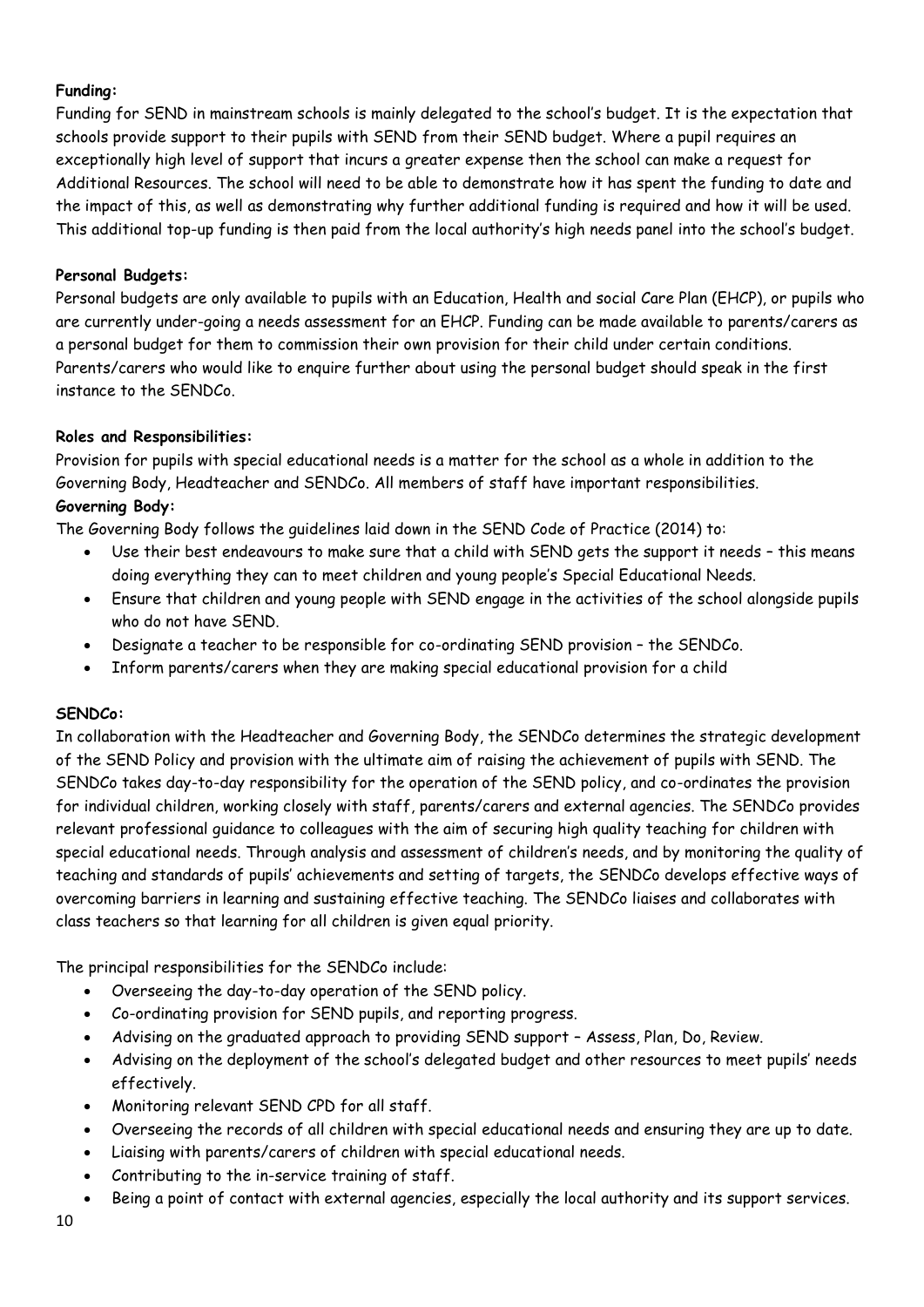**Funding:**

Funding for SEND in mainstream schools is mainly delegated to the school's budget. It is the expectation that schools provide support to their pupils with SEND from their SEND budget. Where a pupil requires an exceptionally high level of support that incurs a greater expense then the school can make a request for Additional Resources. The school will need to be able to demonstrate how it has spent the funding to date and the impact of this, as well as demonstrating why further additional funding is required and how it will be used. This additional top-up funding is then paid from the local authority's high needs panel into the school's budget.

**Personal Budgets:**

Personal budgets are only available to pupils with an Education, Health and social Care Plan (EHCP), or pupils who are currently under-going a needs assessment for an EHCP. Funding can be made available to parents/carers as a personal budget for them to commission their own provision for their child under certain conditions. Parents/carers who would like to enquire further about using the personal budget should speak in the first instance to the SENDCo.

**Roles and Responsibilities:**

Provision for pupils with special educational needs is a matter for the school as a whole in addition to the Governing Body, Headteacher and SENDCo. All members of staff have important responsibilities.

**Governing Body:**

The Governing Body follows the guidelines laid down in the SEND Code of Practice (2014) to:

- Use their best endeavours to make sure that a child with SEND gets the support it needs – this means doing everything they can to meet children and young people's Special Educational Needs.
- Ensure that children and young people with SEND engage in the activities of the school alongside pupils who do not have SEND.
- Designate a teacher to be responsible for co-ordinating SEND provision – the SENDCo.
- Inform parents/carers when they are making special educational provision for a child

**SENDCo:**

In collaboration with the Headteacher and Governing Body, the SENDCo determines the strategic development of the SEND Policy and provision with the ultimate aim of raising the achievement of pupils with SEND. The SENDCo takes day-to-day responsibility for the operation of the SEND policy, and co-ordinates the provision for individual children, working closely with staff, parents/carers and external agencies. The SENDCo provides relevant professional guidance to colleagues with the aim of securing high quality teaching for children with special educational needs. Through analysis and assessment of children's needs, and by monitoring the quality of teaching and standards of pupils' achievements and setting of targets, the SENDCo develops effective ways of overcoming barriers in learning and sustaining effective teaching. The SENDCo liaises and collaborates with class teachers so that learning for all children is given equal priority.

The principal responsibilities for the SENDCo include:

- Overseeing the day-to-day operation of the SEND policy.
- Co-ordinating provision for SEND pupils, and reporting progress.
- Advising on the graduated approach to providing SEND support – Assess, Plan, Do, Review.
- Advising on the deployment of the school's delegated budget and other resources to meet pupils' needs effectively.
- Monitoring relevant SEND CPD for all staff.
- Overseeing the records of all children with special educational needs and ensuring they are up to date.
- Liaising with parents/carers of children with special educational needs.
- Contributing to the in-service training of staff.
- Being a point of contact with external agencies, especially the local authority and its support services.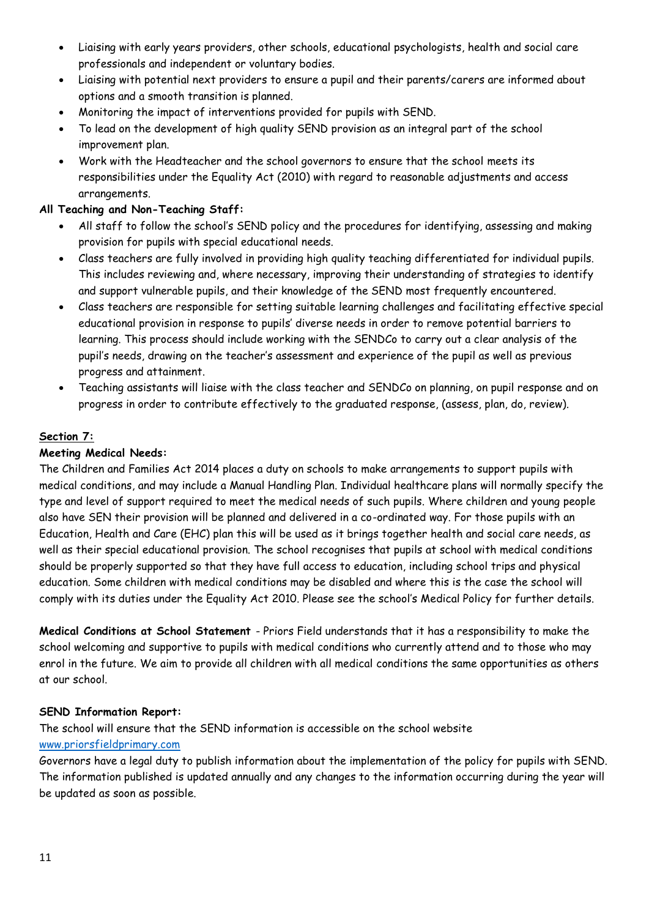- Liaising with early years providers, other schools, educational psychologists, health and social care professionals and independent or voluntary bodies.
- Liaising with potential next providers to ensure a pupil and their parents/carers are informed about options and a smooth transition is planned.
- Monitoring the impact of interventions provided for pupils with SEND.
- To lead on the development of high quality SEND provision as an integral part of the school improvement plan.
- Work with the Headteacher and the school governors to ensure that the school meets its responsibilities under the Equality Act (2010) with regard to reasonable adjustments and access arrangements.

**All Teaching and Non-Teaching Staff:**

- All staff to follow the school's SEND policy and the procedures for identifying, assessing and making provision for pupils with special educational needs.
- Class teachers are fully involved in providing high quality teaching differentiated for individual pupils. This includes reviewing and, where necessary, improving their understanding of strategies to identify and support vulnerable pupils, and their knowledge of the SEND most frequently encountered.
- Class teachers are responsible for setting suitable learning challenges and facilitating effective special educational provision in response to pupils' diverse needs in order to remove potential barriers to learning. This process should include working with the SENDCo to carry out a clear analysis of the pupil's needs, drawing on the teacher's assessment and experience of the pupil as well as previous progress and attainment.
- Teaching assistants will liaise with the class teacher and SENDCo on planning, on pupil response and on progress in order to contribute effectively to the graduated response, (assess, plan, do, review).

**Section 7:**

**Meeting Medical Needs:**

The Children and Families Act 2014 places a duty on schools to make arrangements to support pupils with medical conditions, and may include a Manual Handling Plan. Individual healthcare plans will normally specify the type and level of support required to meet the medical needs of such pupils. Where children and young people also have SEN their provision will be planned and delivered in a co-ordinated way. For those pupils with an Education, Health and Care (EHC) plan this will be used as it brings together health and social care needs, as well as their special educational provision. The school recognises that pupils at school with medical conditions should be properly supported so that they have full access to education, including school trips and physical education. Some children with medical conditions may be disabled and where this is the case the school will comply with its duties under the Equality Act 2010. Please see the school's Medical Policy for further details.

**Medical Conditions at School Statement** - Priors Field understands that it has a responsibility to make the school welcoming and supportive to pupils with medical conditions who currently attend and to those who may enrol in the future. We aim to provide all children with all medical conditions the same opportunities as others at our school.

**SEND Information Report:**

The school will ensure that the SEND information is accessible on the school website [www.priorsfieldprimary.com](http://www.priorsfieldprimary.com)

Governors have a legal duty to publish information about the implementation of the policy for pupils with SEND. The information published is updated annually and any changes to the information occurring during the year will be updated as soon as possible.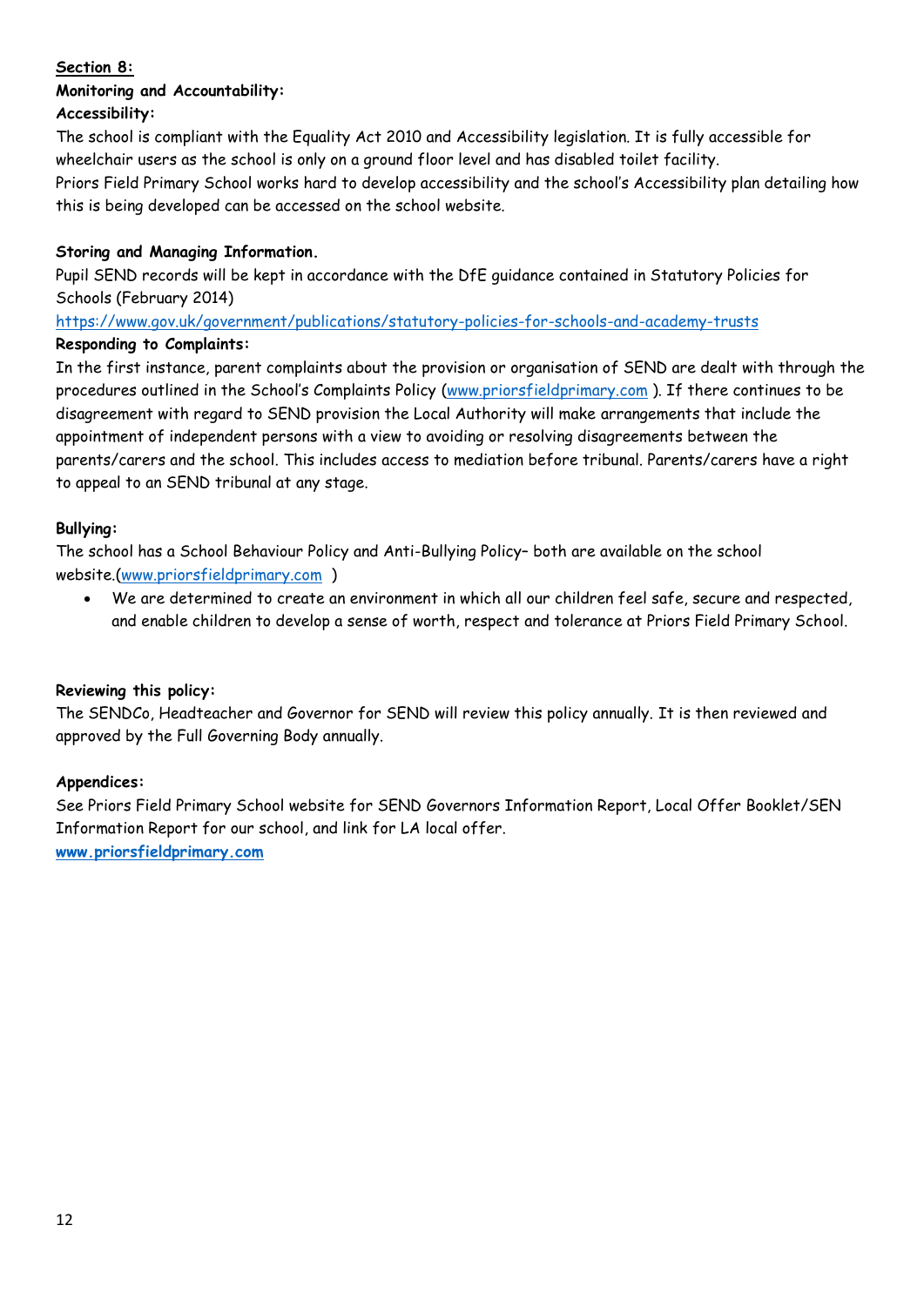## Section 8:

### Monitoring and Accountability:

**Accessibility:**

The school is compliant with the Equality Act 2010 and Accessibility legislation. It is fully accessible for wheelchair users as the school is only on a ground floor level and has disabled toilet facility.

Priors Field Primary School works hard to develop accessibility and the school's Accessibility plan detailing how this is being developed can be accessed on the school website.

**Storing and Managing Information.**

Pupil SEND records will be kept in accordance with the DfE guidance contained in Statutory Policies for Schools (February 2014)

https://www.gov.uk/government/publications/statutory-policies-for-schools-and-academy-trusts

**Responding to Complaints:**

In the first instance, parent complaints about the provision or organisation of SEND are dealt with through the procedures outlined in the School's Complaints Policy (www.priorsfieldprimary.com ). If there continues to be disagreement with regard to SEND provision the Local Authority will make arrangements that include the appointment of independent persons with a view to avoiding or resolving disagreements between the parents/carers and the school. This includes access to mediation before tribunal. Parents/carers have a right to appeal to an SEND tribunal at any stage.

**Bullying:**

The school has a School Behaviour Policy and Anti-Bullying Policy– both are available on the school website.(www.priorsfieldprimary.com )

- We are determined to create an environment in which all our children feel safe, secure and respected, and enable children to develop a sense of worth, respect and tolerance at Priors Field Primary School.

**Reviewing this policy:**

The SENDCo, Headteacher and Governor for SEND will review this policy annually. It is then reviewed and approved by the Full Governing Body annually.

**Appendices:**

See Priors Field Primary School website for SEND Governors Information Report, Local Offer Booklet/SEN Information Report for our school, and link for LA local offer.

**www.priorsfieldprimary.com**